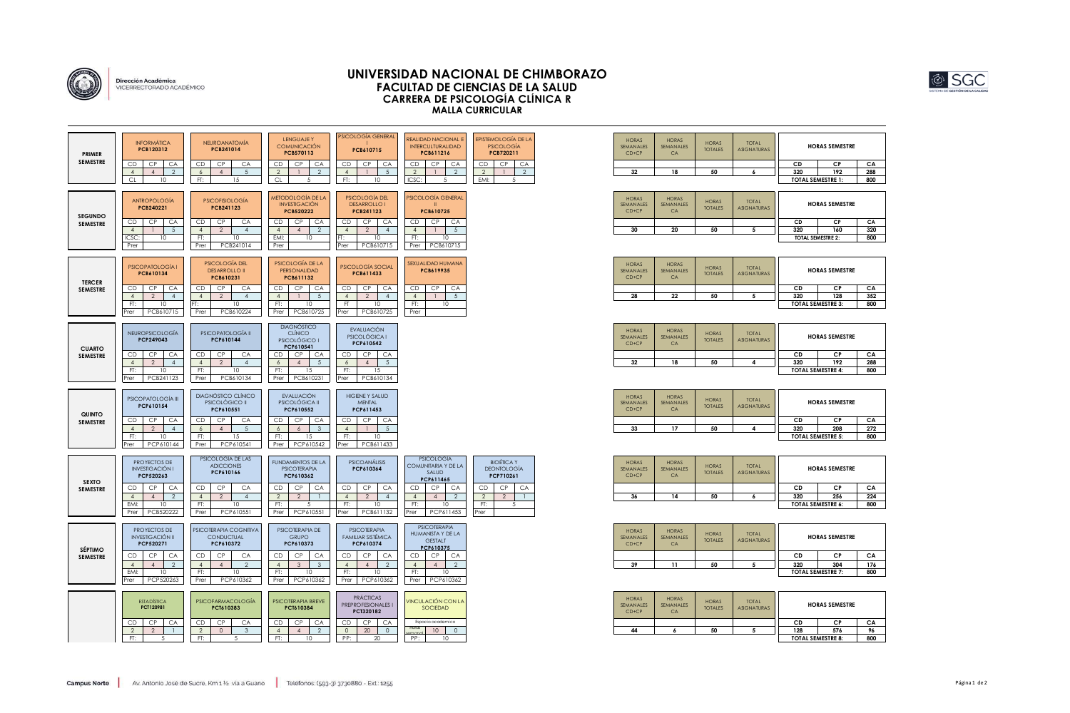Dirección Académica
VICERRECTORADO ACADÉMICO

# UNIVERSIDAD NACIONAL DE CHIMBORAZO
## FACULTAD DE CIENCIAS DE LA SALUD
## CARRERA DE PSICOLOGÍA CLÍNICA R
## MALLA CURRICULAR

### PRIMER SEMESTRE

| Asignatura | Código | CD | CP | CA | Tipo | Horas | Prer |
|---|---|---|---|---|---|---|---|
| INFORMÁTICA | PCB120312 | 4 | 4 | 2 | CL | 10 | |
| NEUROANATOMÍA | PCB241014 | 6 | 4 | 5 | FT: | 15 | |
| LENGUAJE Y COMUNICACIÓN | PCB570113 | 2 | 1 | 2 | CL | 5 | |
| PSICOLOGÍA GENERAL I | PCB610715 | 4 | 1 | 5 | FT: | 10 | |
| REALIDAD NACIONAL E INTERCULTURALIDAD | PCB611216 | 2 | 1 | 2 | ICSC: | 5 | |
| EPISTEMOLOGÍA DE LA PSICOLOGÍA | PCB720211 | 2 | 1 | 2 | EMI: | 5 | |

| HORAS SEMANALES CD+CP | HORAS SEMANALES CA | HORAS TOTALES | TOTAL ASIGNATURAS |
|---|---|---|---|
| 32 | 18 | 50 | 6 |

| HORAS SEMESTRE | | |
|---|---|---|
| CD | CP | CA |
| 320 | 192 | 288 |
| TOTAL SEMESTRE 1: | | 800 |

### SEGUNDO SEMESTRE

| Asignatura | Código | CD | CP | CA | Tipo | Horas | Prer |
|---|---|---|---|---|---|---|---|
| ANTROPOLOGÍA | PCB240221 | 4 | 1 | 5 | ICSC: | 10 | |
| PSICOFISIOLOGÍA | PCB241123 | 4 | 2 | 4 | FT: | 10 | PCB241014 |
| METODOLOGÍA DE LA INVESTIGACIÓN | PCB520222 | 4 | 4 | 2 | EMI: | 10 | |
| PSICOLOGÍA DEL DESARROLLO I | PCB241123 | 4 | 2 | 4 | FT: | 10 | PCB610715 |
| PSICOLOGÍA GENERAL II | PCB610725 | 4 | 1 | 5 | FT: | 10 | PCB610715 |

| HORAS SEMANALES CD+CP | HORAS SEMANALES CA | HORAS TOTALES | TOTAL ASIGNATURAS |
|---|---|---|---|
| 30 | 20 | 50 | 5 |

| HORAS SEMESTRE | | |
|---|---|---|
| CD | CP | CA |
| 320 | 160 | 320 |
| TOTAL SEMESTRE 2: | | 800 |

### TERCER SEMESTRE

| Asignatura | Código | CD | CP | CA | Tipo | Horas | Prer |
|---|---|---|---|---|---|---|---|
| PSICOPATOLOGÍA I | PCB610134 | 4 | 2 | 4 | FT: | 10 | PCB610715 |
| PSICOLOGÍA DEL DESARROLLO II | PCB610231 | 4 | 2 | 4 | FT: | 10 | PCB610224 |
| PSICOLOGÍA DE LA PERSONALIDAD | PCB611132 | 4 | 1 | 5 | FT: | 10 | PCB610725 |
| PSICOLOGÍA SOCIAL | PCB611433 | 4 | 2 | 4 | FT | 10 | PCB610725 |
| SEXUALIDAD HUMANA | PCB619935 | 4 | 1 | 5 | FT: | 10 | |

| HORAS SEMANALES CD+CP | HORAS SEMANALES CA | HORAS TOTALES | TOTAL ASIGNATURAS |
|---|---|---|---|
| 28 | 22 | 50 | 5 |

| HORAS SEMESTRE | | |
|---|---|---|
| CD | CP | CA |
| 320 | 128 | 352 |
| TOTAL SEMESTRE 3: | | 800 |

### CUARTO SEMESTRE

| Asignatura | Código | CD | CP | CA | Tipo | Horas | Prer |
|---|---|---|---|---|---|---|---|
| NEUROPSICOLOGÍA | PCP249043 | 4 | 2 | 4 | FT: | 10 | PCB241123 |
| PSICOPATOLOGÍA II | PCP610144 | 4 | 2 | 4 | FT: | 10 | PCB610134 |
| DIAGNÓSTICO CLÍNICO PSICOLÓGICO I | PCP610541 | 6 | 4 | 5 | FT: | 15 | PCB610231 |
| EVALUACIÓN PSICOLÓGICA I | PCP610542 | 6 | 4 | 5 | FT: | 15 | PCB610134 |

| HORAS SEMANALES CD+CP | HORAS SEMANALES CA | HORAS TOTALES | TOTAL ASIGNATURAS |
|---|---|---|---|
| 32 | 18 | 50 | 4 |

| HORAS SEMESTRE | | |
|---|---|---|
| CD | CP | CA |
| 320 | 192 | 288 |
| TOTAL SEMESTRE 4: | | 800 |

### QUINTO SEMESTRE

| Asignatura | Código | CD | CP | CA | Tipo | Horas | Prer |
|---|---|---|---|---|---|---|---|
| PSICOPATOLOGÍA III | PCP610154 | 4 | 2 | 4 | FT: | 10 | PCP610144 |
| DIAGNÓSTICO CLÍNICO PSICOLÓGICO II | PCP610551 | 6 | 4 | 5 | FT: | 15 | PCP610541 |
| EVALUACIÓN PSICOLÓGICA II | PCP610552 | 6 | 6 | 3 | FT: | 15 | PCP610542 |
| HIGIENE Y SALUD MENTAL | PCP611453 | 4 | 1 | 5 | FT: | 10 | PCB611433 |

| HORAS SEMANALES CD+CP | HORAS SEMANALES CA | HORAS TOTALES | TOTAL ASIGNATURAS |
|---|---|---|---|
| 33 | 17 | 50 | 4 |

| HORAS SEMESTRE | | |
|---|---|---|
| CD | CP | CA |
| 320 | 208 | 272 |
| TOTAL SEMESTRE 5: | | 800 |

### SEXTO SEMESTRE

| Asignatura | Código | CD | CP | CA | Tipo | Horas | Prer |
|---|---|---|---|---|---|---|---|
| PROYECTOS DE INVESTIGACIÓN I | PCP520263 | 4 | 4 | 2 | EMI: | 10 | PCB520222 |
| PSICOLOGÍA DE LAS ADICCIONES | PCP610166 | 4 | 2 | 4 | FT: | 10 | PCP610551 |
| FUNDAMENTOS DE LA PSICOTERAPIA | PCP610362 | 2 | 2 | 1 | FT: | 5 | PCP610551 |
| PSICOANÁLISIS | PCP610364 | 4 | 2 | 4 | FT: | 10 | PCB611132 |
| PSICOLOGÍA COMUNITARIA Y DE LA SALUD | PCP611465 | 4 | 4 | 2 | FT: | 10 | PCP611453 |
| BIOÉTICA Y DEONTOLOGÍA | PCP710261 | 2 | 2 | 1 | FT: | 5 | |

| HORAS SEMANALES CD+CP | HORAS SEMANALES CA | HORAS TOTALES | TOTAL ASIGNATURAS |
|---|---|---|---|
| 36 | 14 | 50 | 6 |

| HORAS SEMESTRE | | |
|---|---|---|
| CD | CP | CA |
| 320 | 256 | 224 |
| TOTAL SEMESTRE 6: | | 800 |

### SÉPTIMO SEMESTRE

| Asignatura | Código | CD | CP | CA | Tipo | Horas | Prer |
|---|---|---|---|---|---|---|---|
| PROYECTOS DE INVESTIGACIÓN II | PCP520271 | 4 | 4 | 2 | EMI: | 10 | PCP520263 |
| PSICOTERAPIA COGNITIVA CONDUCTUAL | PCP610372 | 4 | 4 | 2 | FT: | 10 | PCP610362 |
| PSICOTERAPIA DE GRUPO | PCP610373 | 4 | 3 | 3 | FT: | 10 | PCP610362 |
| PSICOTERAPIA FAMILIAR SISTÉMICA | PCP610374 | 4 | 4 | 2 | FT: | 10 | PCP610362 |
| PSICOTERAPIA HUMANISTA Y DE LA GESTALT | PCP610375 | 4 | 4 | 2 | FT: | 10 | PCP610362 |

| HORAS SEMANALES CD+CP | HORAS SEMANALES CA | HORAS TOTALES | TOTAL ASIGNATURAS |
|---|---|---|---|
| 39 | 11 | 50 | 5 |

| HORAS SEMESTRE | | |
|---|---|---|
| CD | CP | CA |
| 320 | 304 | 176 |
| TOTAL SEMESTRE 7: | | 800 |

### OCTAVO SEMESTRE

| Asignatura | Código | CD | CP | CA | Tipo | Horas |
|---|---|---|---|---|---|---|
| ESTADÍSTICA | PCT120981 | 2 | 2 | 1 | FT: | 5 |
| PSICOFARMACOLOGÍA | PCT610383 | 2 | 0 | 3 | FT: | 5 |
| PSICOTERAPIA BREVE | PCT610384 | 4 | 4 | 2 | FT: | 10 |
| PRÁCTICAS PREPROFESIONALES I | PCT320182 | 0 | 20 | 0 | PP: | 20 |
| VINCULACIÓN CON LA SOCIEDAD (Espacio académico) | | Horas | 10 | 0 | PP: | 10 |

| HORAS SEMANALES CD+CP | HORAS SEMANALES CA | HORAS TOTALES | TOTAL ASIGNATURAS |
|---|---|---|---|
| 44 | 6 | 50 | 5 |

| HORAS SEMESTRE | | |
|---|---|---|
| CD | CP | CA |
| 128 | 576 | 96 |
| TOTAL SEMESTRE 8: | | 800 |

Campus Norte | Av. Antonio José de Sucre, Km 1½ vía a Guano | Teléfonos: (593-3) 3730880 - Ext.: 1255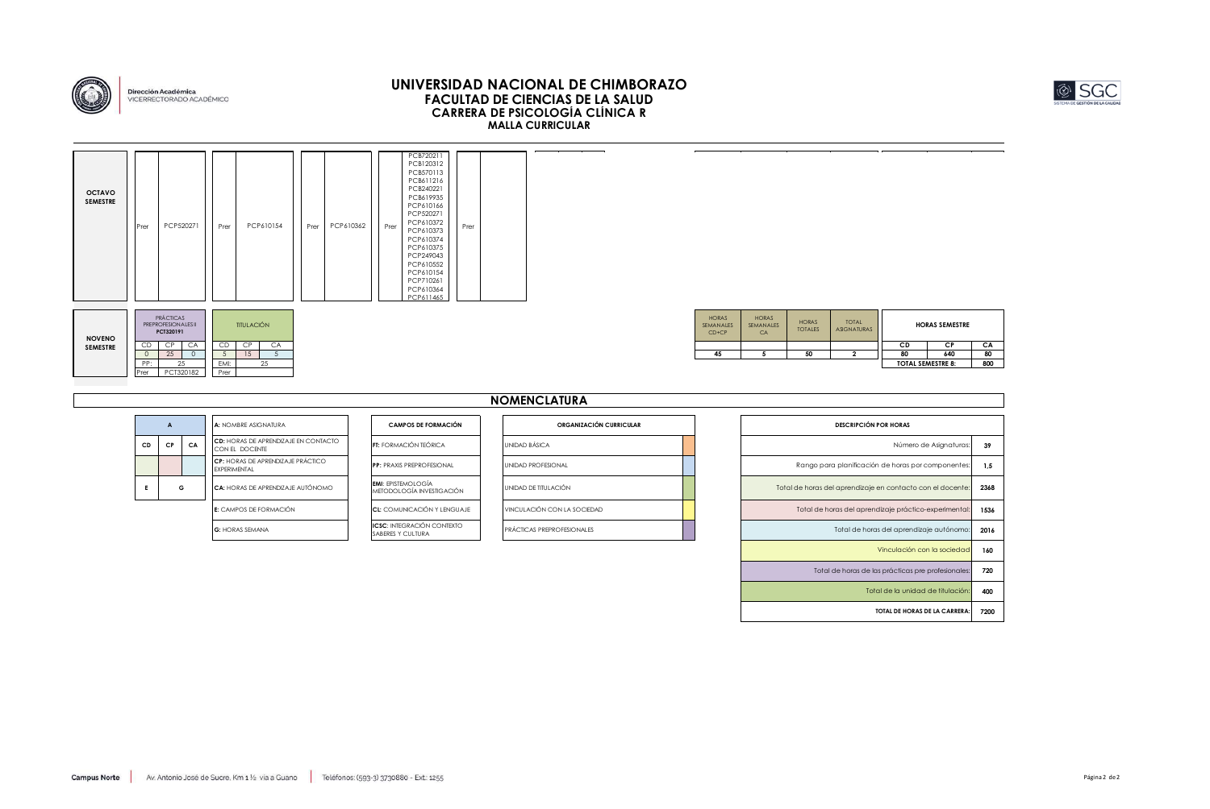# UNIVERSIDAD NACIONAL DE CHIMBORAZO
## FACULTAD DE CIENCIAS DE LA SALUD
## CARRERA DE PSICOLOGÍA CLÍNICA R
## MALLA CURRICULAR

Dirección Académica
VICERRECTORADO ACADÉMICO

### OCTAVO SEMESTRE

| | | | | |
|---|---|---|---|---|
| Prer PCP520271 | Prer PCP610154 | Prer PCP610362 | Prer PCB720211, PCB120312, PCB570113, PCB611216, PCB240221, PCB619935, PCP610166, PCP520271, PCP610372, PCP610373, PCP610374, PCP610375, PCP249043, PCP610552, PCP610154, PCP710261, PCP610364, PCP611465 | Prer |

### NOVENO SEMESTRE

| PRÁCTICAS PREPROFESIONALES II PCT320191 | | | TITULACIÓN | | |
|---|---|---|---|---|---|
| CD | CP | CA | CD | CP | CA |
| 0 | 25 | 0 | 5 | 15 | 5 |
| PP: | 25 | | EMI: | 25 | |
| Prer | PCT320182 | | Prer | | |

| HORAS SEMANALES CD+CP | HORAS SEMANALES CA | HORAS TOTALES | TOTAL ASIGNATURAS |
|---|---|---|---|
| 45 | 5 | 50 | 2 |

| HORAS SEMESTRE | | |
|---|---|---|
| CD | CP | CA |
| 80 | 640 | 80 |
| TOTAL SEMESTRE 8: | | 800 |

## NOMENCLATURA

| A | | |
|---|---|---|
| CD | CP | CA |
| | | |
| E | G | |

| |
|---|
| **A:** NOMBRE ASIGNATURA |
| **CD:** HORAS DE APRENDIZAJE EN CONTACTO CON EL DOCENTE |
| **CP:** HORAS DE APRENDIZAJE PRÁCTICO EXPERIMENTAL |
| **CA:** HORAS DE APRENDIZAJE AUTÓNOMO |
| **E:** CAMPOS DE FORMACIÓN |
| **G:** HORAS SEMANA |

| CAMPOS DE FORMACIÓN |
|---|
| **FT:** FORMACIÓN TEÓRICA |
| **PP:** PRAXIS PREPROFESIONAL |
| **EMI:** EPISTEMOLOGÍA METODOLOGÍA INVESTIGACIÓN |
| **CL:** COMUNICACIÓN Y LENGUAJE |
| **ICSC:** INTEGRACIÓN CONTEXTO SABERES Y CULTURA |

| ORGANIZACIÓN CURRICULAR |
|---|
| UNIDAD BÁSICA |
| UNIDAD PROFESIONAL |
| UNIDAD DE TITULACIÓN |
| VINCULACIÓN CON LA SOCIEDAD |
| PRÁCTICAS PREPROFESIONALES |

| DESCRIPCIÓN POR HORAS | |
|---|---|
| Número de Asignaturas: | 39 |
| Rango para planificación de horas por componentes: | 1,5 |
| Total de horas del aprendizaje en contacto con el docente: | 2368 |
| Total de horas del aprendizaje práctico-experimental: | 1536 |
| Total de horas del aprendizaje autónomo: | 2016 |
| Vinculación con la sociedad | 160 |
| Total de horas de las prácticas pre profesionales: | 720 |
| Total de la unidad de titulación: | 400 |
| **TOTAL DE HORAS DE LA CARRERA:** | **7200** |

**Campus Norte** | Av. Antonio José de Sucre, Km 1½ vía a Guano | Teléfonos: (593-3) 3730880 - Ext.: 1255